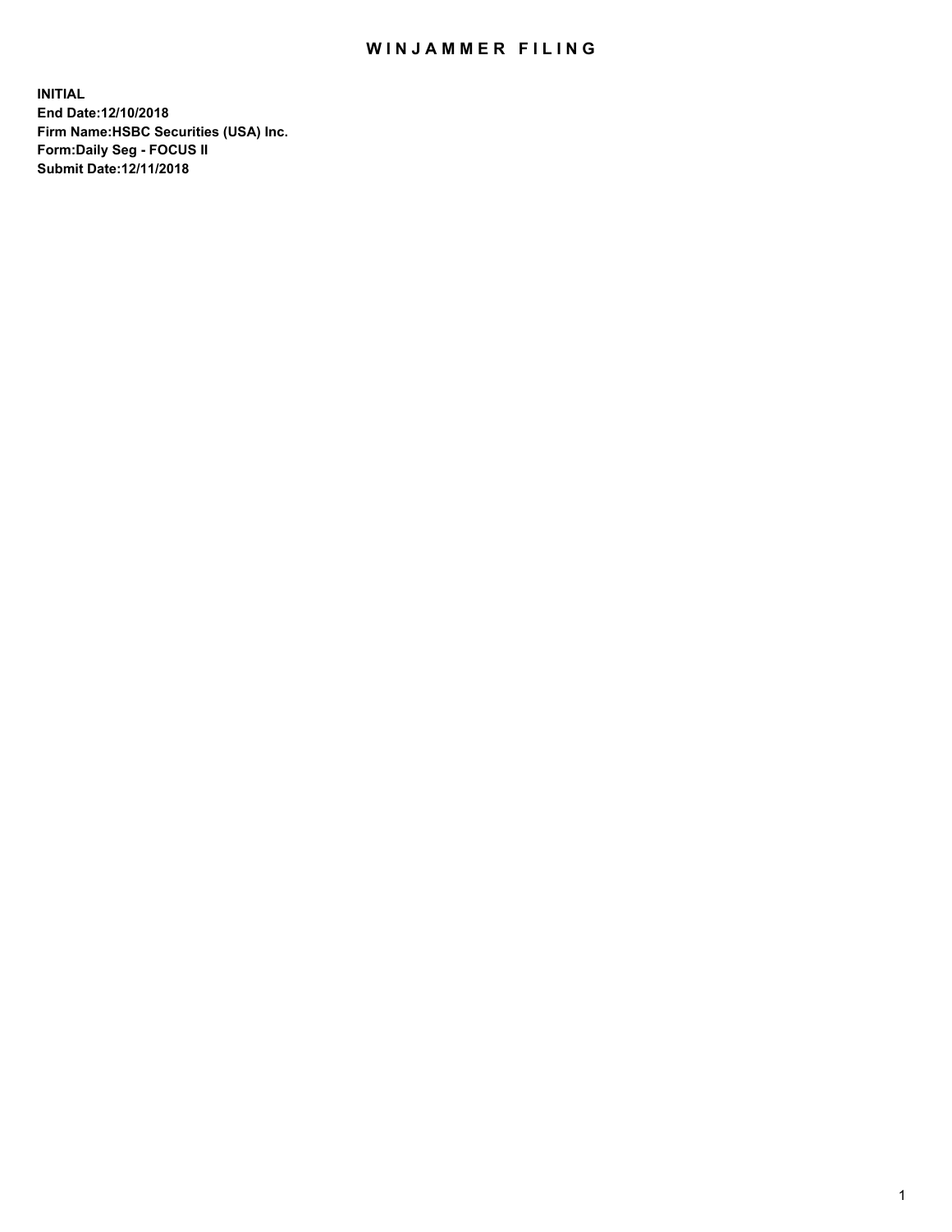# WINJAMMER FILING

**INITIAL**
**End Date:12/10/2018**
**Firm Name:HSBC Securities (USA) Inc.**
**Form:Daily Seg - FOCUS II**
**Submit Date:12/11/2018**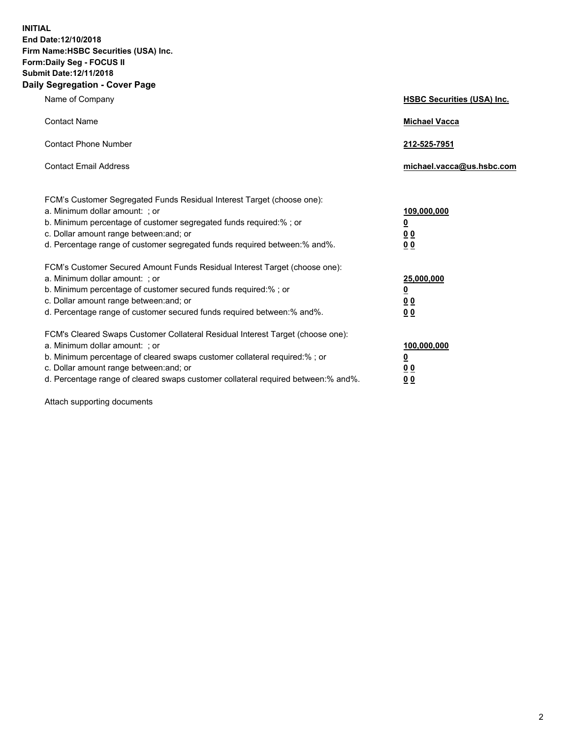**INITIAL**
**End Date:12/10/2018**
**Firm Name:HSBC Securities (USA) Inc.**
**Form:Daily Seg - FOCUS II**
**Submit Date:12/11/2018**

## Daily Segregation - Cover Page

| | |
|---|---|
| Name of Company | **HSBC Securities (USA) Inc.** |
| Contact Name | **Michael Vacca** |
| Contact Phone Number | **212-525-7951** |
| Contact Email Address | **michael.vacca@us.hsbc.com** |

FCM's Customer Segregated Funds Residual Interest Target (choose one):

| | |
|---|---|
| a. Minimum dollar amount: ; or | **109,000,000** |
| b. Minimum percentage of customer segregated funds required:% ; or | **0** |
| c. Dollar amount range between:and; or | **0 0** |
| d. Percentage range of customer segregated funds required between:% and%. | **0 0** |

FCM's Customer Secured Amount Funds Residual Interest Target (choose one):

| | |
|---|---|
| a. Minimum dollar amount: ; or | **25,000,000** |
| b. Minimum percentage of customer secured funds required:% ; or | **0** |
| c. Dollar amount range between:and; or | **0 0** |
| d. Percentage range of customer secured funds required between:% and%. | **0 0** |

FCM's Cleared Swaps Customer Collateral Residual Interest Target (choose one):

| | |
|---|---|
| a. Minimum dollar amount: ; or | **100,000,000** |
| b. Minimum percentage of cleared swaps customer collateral required:% ; or | **0** |
| c. Dollar amount range between:and; or | **0 0** |
| d. Percentage range of cleared swaps customer collateral required between:% and%. | **0 0** |

Attach supporting documents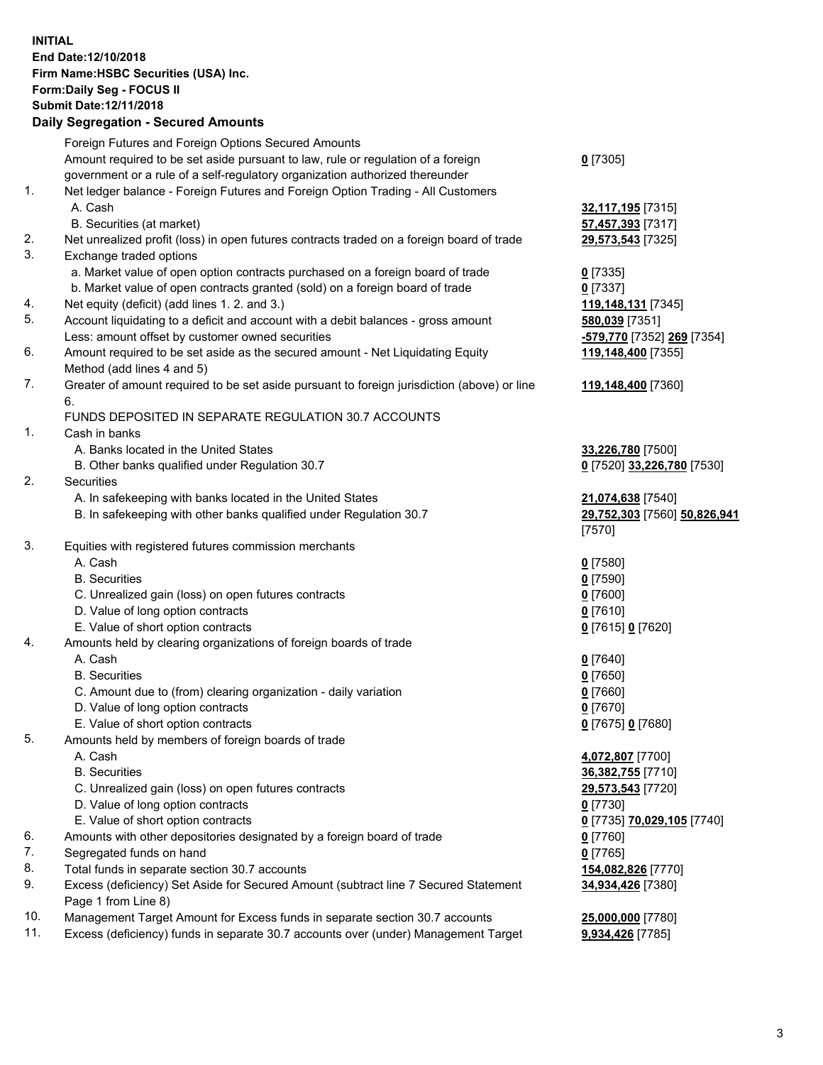**INITIAL**
**End Date:12/10/2018**
**Firm Name:HSBC Securities (USA) Inc.**
**Form:Daily Seg - FOCUS II**
**Submit Date:12/11/2018**

## Daily Segregation - Secured Amounts

| | | |
|---|---|---|
| | Foreign Futures and Foreign Options Secured Amounts | |
| | Amount required to be set aside pursuant to law, rule or regulation of a foreign government or a rule of a self-regulatory organization authorized thereunder | **0** [7305] |
| 1. | Net ledger balance - Foreign Futures and Foreign Option Trading - All Customers | |
| | A. Cash | **32,117,195** [7315] |
| | B. Securities (at market) | **57,457,393** [7317] |
| 2. | Net unrealized profit (loss) in open futures contracts traded on a foreign board of trade | **29,573,543** [7325] |
| 3. | Exchange traded options | |
| | a. Market value of open option contracts purchased on a foreign board of trade | **0** [7335] |
| | b. Market value of open contracts granted (sold) on a foreign board of trade | **0** [7337] |
| 4. | Net equity (deficit) (add lines 1. 2. and 3.) | **119,148,131** [7345] |
| 5. | Account liquidating to a deficit and account with a debit balances - gross amount | **580,039** [7351] |
| | Less: amount offset by customer owned securities | **-579,770** [7352] **269** [7354] |
| 6. | Amount required to be set aside as the secured amount - Net Liquidating Equity Method (add lines 4 and 5) | **119,148,400** [7355] |
| 7. | Greater of amount required to be set aside pursuant to foreign jurisdiction (above) or line 6. | **119,148,400** [7360] |
| | FUNDS DEPOSITED IN SEPARATE REGULATION 30.7 ACCOUNTS | |
| 1. | Cash in banks | |
| | A. Banks located in the United States | **33,226,780** [7500] |
| | B. Other banks qualified under Regulation 30.7 | **0** [7520] **33,226,780** [7530] |
| 2. | Securities | |
| | A. In safekeeping with banks located in the United States | **21,074,638** [7540] |
| | B. In safekeeping with other banks qualified under Regulation 30.7 | **29,752,303** [7560] **50,826,941** [7570] |
| 3. | Equities with registered futures commission merchants | |
| | A. Cash | **0** [7580] |
| | B. Securities | **0** [7590] |
| | C. Unrealized gain (loss) on open futures contracts | **0** [7600] |
| | D. Value of long option contracts | **0** [7610] |
| | E. Value of short option contracts | **0** [7615] **0** [7620] |
| 4. | Amounts held by clearing organizations of foreign boards of trade | |
| | A. Cash | **0** [7640] |
| | B. Securities | **0** [7650] |
| | C. Amount due to (from) clearing organization - daily variation | **0** [7660] |
| | D. Value of long option contracts | **0** [7670] |
| | E. Value of short option contracts | **0** [7675] **0** [7680] |
| 5. | Amounts held by members of foreign boards of trade | |
| | A. Cash | **4,072,807** [7700] |
| | B. Securities | **36,382,755** [7710] |
| | C. Unrealized gain (loss) on open futures contracts | **29,573,543** [7720] |
| | D. Value of long option contracts | **0** [7730] |
| | E. Value of short option contracts | **0** [7735] **70,029,105** [7740] |
| 6. | Amounts with other depositories designated by a foreign board of trade | **0** [7760] |
| 7. | Segregated funds on hand | **0** [7765] |
| 8. | Total funds in separate section 30.7 accounts | **154,082,826** [7770] |
| 9. | Excess (deficiency) Set Aside for Secured Amount (subtract line 7 Secured Statement Page 1 from Line 8) | **34,934,426** [7380] |
| 10. | Management Target Amount for Excess funds in separate section 30.7 accounts | **25,000,000** [7780] |
| 11. | Excess (deficiency) funds in separate 30.7 accounts over (under) Management Target | **9,934,426** [7785] |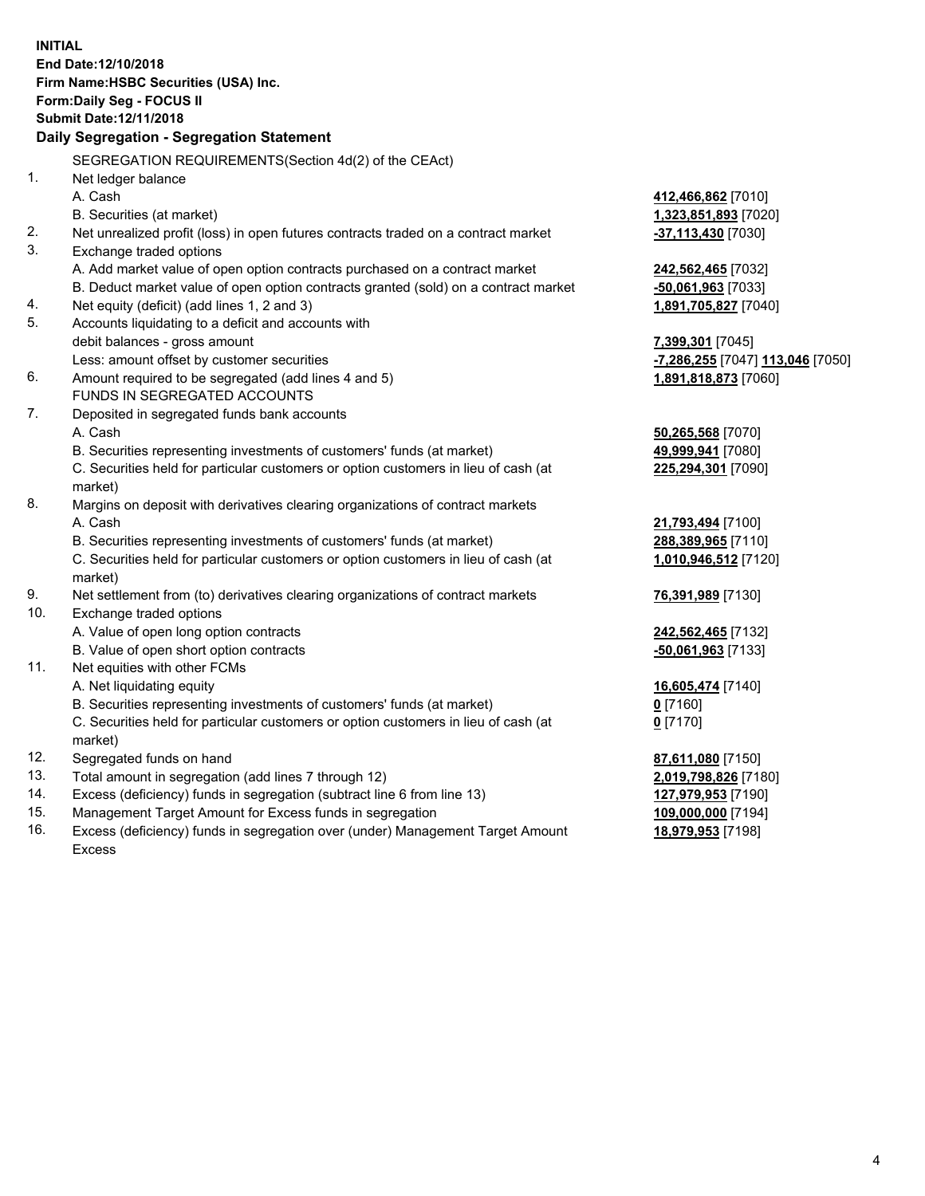**INITIAL**
**End Date:12/10/2018**
**Firm Name:HSBC Securities (USA) Inc.**
**Form:Daily Seg - FOCUS II**
**Submit Date:12/11/2018**

## Daily Segregation - Segregation Statement

| | | |
|---|---|---|
| | SEGREGATION REQUIREMENTS(Section 4d(2) of the CEAct) | |
| 1. | Net ledger balance | |
| | A. Cash | **412,466,862** [7010] |
| | B. Securities (at market) | **1,323,851,893** [7020] |
| 2. | Net unrealized profit (loss) in open futures contracts traded on a contract market | **-37,113,430** [7030] |
| 3. | Exchange traded options | |
| | A. Add market value of open option contracts purchased on a contract market | **242,562,465** [7032] |
| | B. Deduct market value of open option contracts granted (sold) on a contract market | **-50,061,963** [7033] |
| 4. | Net equity (deficit) (add lines 1, 2 and 3) | **1,891,705,827** [7040] |
| 5. | Accounts liquidating to a deficit and accounts with | |
| | debit balances - gross amount | **7,399,301** [7045] |
| | Less: amount offset by customer securities | **-7,286,255** [7047] **113,046** [7050] |
| 6. | Amount required to be segregated (add lines 4 and 5) | **1,891,818,873** [7060] |
| | FUNDS IN SEGREGATED ACCOUNTS | |
| 7. | Deposited in segregated funds bank accounts | |
| | A. Cash | **50,265,568** [7070] |
| | B. Securities representing investments of customers' funds (at market) | **49,999,941** [7080] |
| | C. Securities held for particular customers or option customers in lieu of cash (at market) | **225,294,301** [7090] |
| 8. | Margins on deposit with derivatives clearing organizations of contract markets | |
| | A. Cash | **21,793,494** [7100] |
| | B. Securities representing investments of customers' funds (at market) | **288,389,965** [7110] |
| | C. Securities held for particular customers or option customers in lieu of cash (at market) | **1,010,946,512** [7120] |
| 9. | Net settlement from (to) derivatives clearing organizations of contract markets | **76,391,989** [7130] |
| 10. | Exchange traded options | |
| | A. Value of open long option contracts | **242,562,465** [7132] |
| | B. Value of open short option contracts | **-50,061,963** [7133] |
| 11. | Net equities with other FCMs | |
| | A. Net liquidating equity | **16,605,474** [7140] |
| | B. Securities representing investments of customers' funds (at market) | **0** [7160] |
| | C. Securities held for particular customers or option customers in lieu of cash (at market) | **0** [7170] |
| 12. | Segregated funds on hand | **87,611,080** [7150] |
| 13. | Total amount in segregation (add lines 7 through 12) | **2,019,798,826** [7180] |
| 14. | Excess (deficiency) funds in segregation (subtract line 6 from line 13) | **127,979,953** [7190] |
| 15. | Management Target Amount for Excess funds in segregation | **109,000,000** [7194] |
| 16. | Excess (deficiency) funds in segregation over (under) Management Target Amount Excess | **18,979,953** [7198] |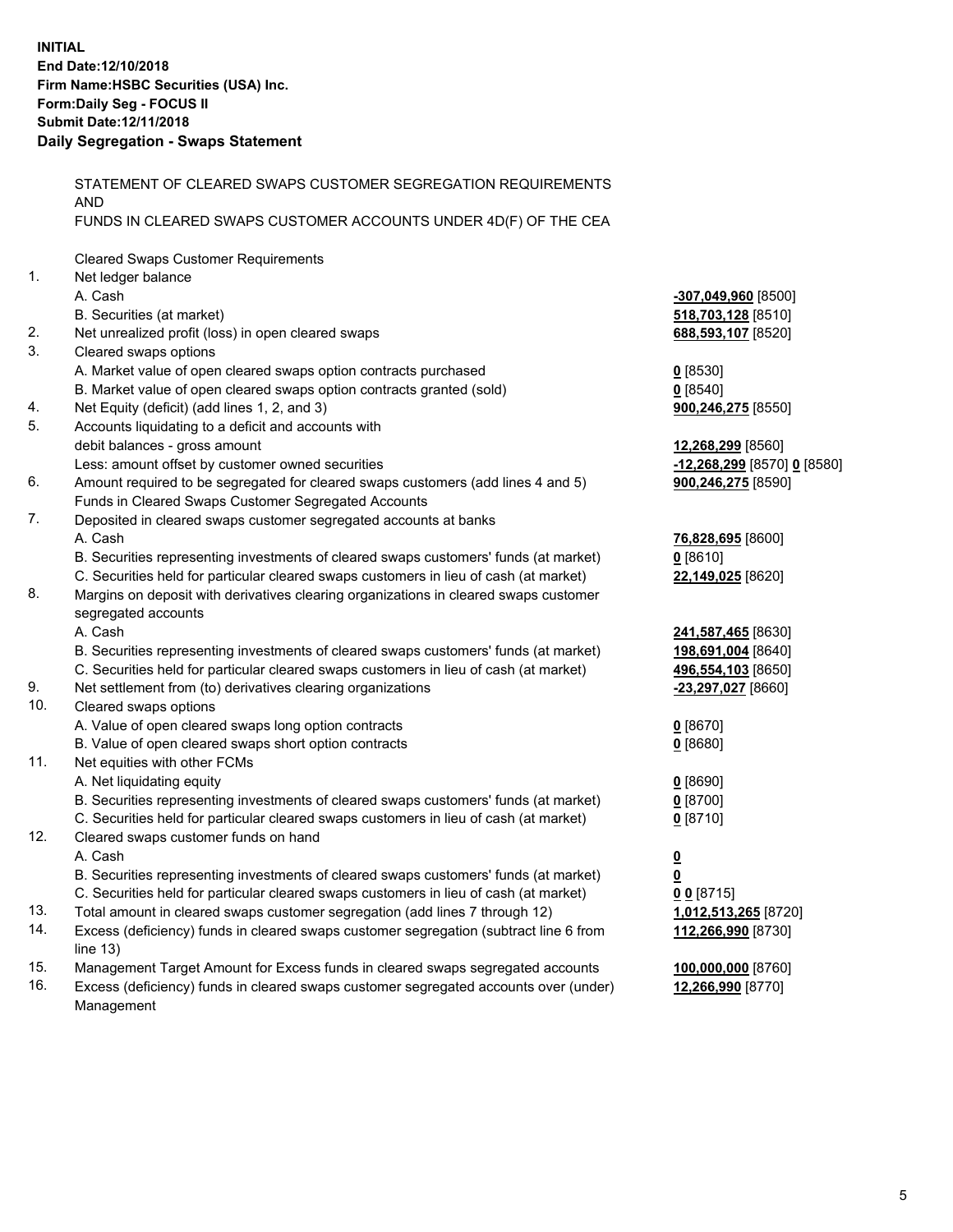**INITIAL**
**End Date:12/10/2018**
**Firm Name:HSBC Securities (USA) Inc.**
**Form:Daily Seg - FOCUS II**
**Submit Date:12/11/2018**
**Daily Segregation - Swaps Statement**

STATEMENT OF CLEARED SWAPS CUSTOMER SEGREGATION REQUIREMENTS AND FUNDS IN CLEARED SWAPS CUSTOMER ACCOUNTS UNDER 4D(F) OF THE CEA

| | | |
|---|---|---|
| | Cleared Swaps Customer Requirements | |
| 1. | Net ledger balance | |
| | A. Cash | **-307,049,960** [8500] |
| | B. Securities (at market) | **518,703,128** [8510] |
| 2. | Net unrealized profit (loss) in open cleared swaps | **688,593,107** [8520] |
| 3. | Cleared swaps options | |
| | A. Market value of open cleared swaps option contracts purchased | **0** [8530] |
| | B. Market value of open cleared swaps option contracts granted (sold) | **0** [8540] |
| 4. | Net Equity (deficit) (add lines 1, 2, and 3) | **900,246,275** [8550] |
| 5. | Accounts liquidating to a deficit and accounts with debit balances - gross amount | **12,268,299** [8560] |
| | Less: amount offset by customer owned securities | **-12,268,299** [8570] **0** [8580] |
| 6. | Amount required to be segregated for cleared swaps customers (add lines 4 and 5) | **900,246,275** [8590] |
| | Funds in Cleared Swaps Customer Segregated Accounts | |
| 7. | Deposited in cleared swaps customer segregated accounts at banks | |
| | A. Cash | **76,828,695** [8600] |
| | B. Securities representing investments of cleared swaps customers' funds (at market) | **0** [8610] |
| | C. Securities held for particular cleared swaps customers in lieu of cash (at market) | **22,149,025** [8620] |
| 8. | Margins on deposit with derivatives clearing organizations in cleared swaps customer segregated accounts | |
| | A. Cash | **241,587,465** [8630] |
| | B. Securities representing investments of cleared swaps customers' funds (at market) | **198,691,004** [8640] |
| | C. Securities held for particular cleared swaps customers in lieu of cash (at market) | **496,554,103** [8650] |
| 9. | Net settlement from (to) derivatives clearing organizations | **-23,297,027** [8660] |
| 10. | Cleared swaps options | |
| | A. Value of open cleared swaps long option contracts | **0** [8670] |
| | B. Value of open cleared swaps short option contracts | **0** [8680] |
| 11. | Net equities with other FCMs | |
| | A. Net liquidating equity | **0** [8690] |
| | B. Securities representing investments of cleared swaps customers' funds (at market) | **0** [8700] |
| | C. Securities held for particular cleared swaps customers in lieu of cash (at market) | **0** [8710] |
| 12. | Cleared swaps customer funds on hand | |
| | A. Cash | **0** |
| | B. Securities representing investments of cleared swaps customers' funds (at market) | **0** |
| | C. Securities held for particular cleared swaps customers in lieu of cash (at market) | **0** **0** [8715] |
| 13. | Total amount in cleared swaps customer segregation (add lines 7 through 12) | **1,012,513,265** [8720] |
| 14. | Excess (deficiency) funds in cleared swaps customer segregation (subtract line 6 from line 13) | **112,266,990** [8730] |
| 15. | Management Target Amount for Excess funds in cleared swaps segregated accounts | **100,000,000** [8760] |
| 16. | Excess (deficiency) funds in cleared swaps customer segregated accounts over (under) Management | **12,266,990** [8770] |